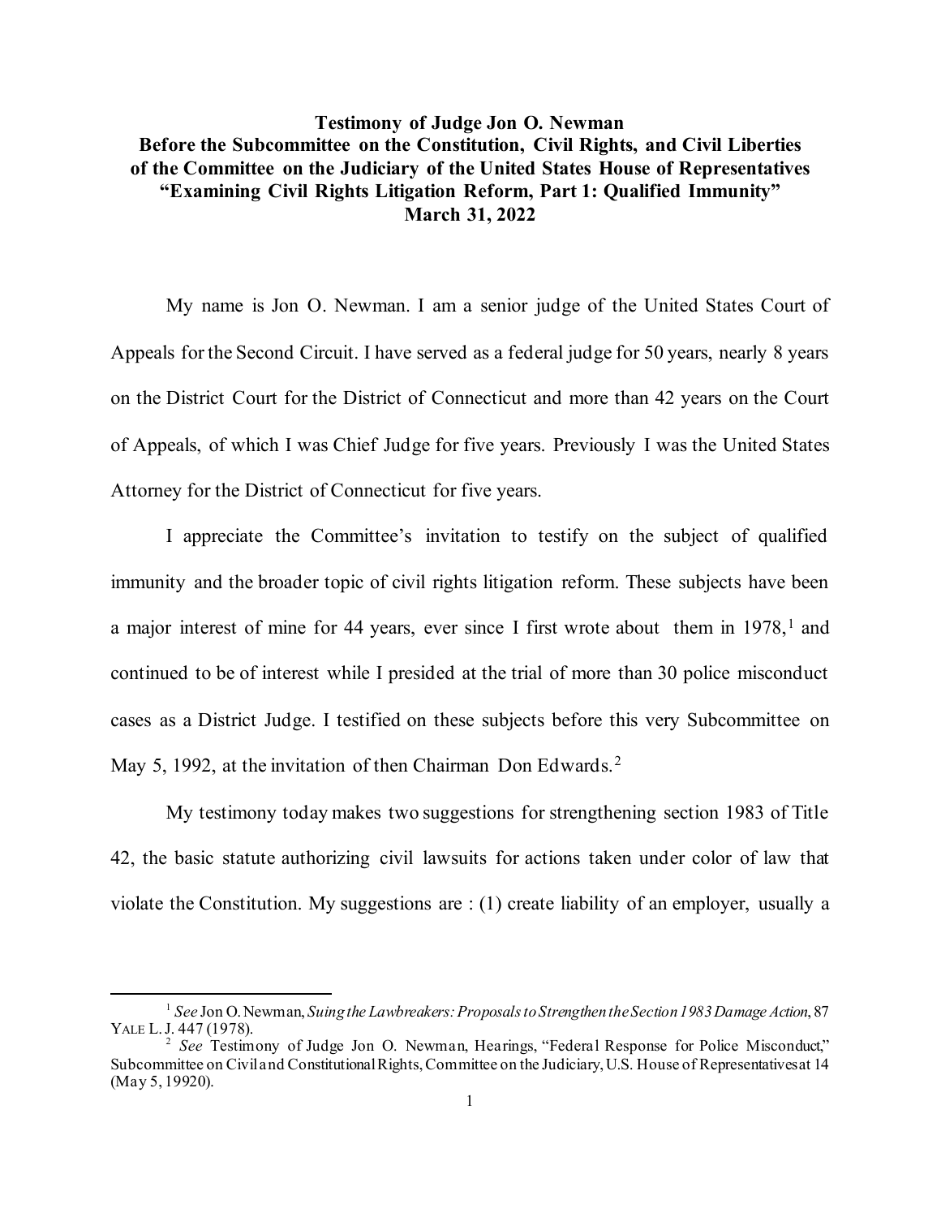**Testimony of Judge Jon O. Newman**
**Before the Subcommittee on the Constitution, Civil Rights, and Civil Liberties of the Committee on the Judiciary of the United States House of Representatives**
**"Examining Civil Rights Litigation Reform, Part 1: Qualified Immunity"**
**March 31, 2022**

My name is Jon O. Newman. I am a senior judge of the United States Court of Appeals for the Second Circuit. I have served as a federal judge for 50 years, nearly 8 years on the District Court for the District of Connecticut and more than 42 years on the Court of Appeals, of which I was Chief Judge for five years. Previously I was the United States Attorney for the District of Connecticut for five years.

I appreciate the Committee's invitation to testify on the subject of qualified immunity and the broader topic of civil rights litigation reform. These subjects have been a major interest of mine for 44 years, ever since I first wrote about them in 1978,[1] and continued to be of interest while I presided at the trial of more than 30 police misconduct cases as a District Judge. I testified on these subjects before this very Subcommittee on May 5, 1992, at the invitation of then Chairman Don Edwards.[2]

My testimony today makes two suggestions for strengthening section 1983 of Title 42, the basic statute authorizing civil lawsuits for actions taken under color of law that violate the Constitution. My suggestions are : (1) create liability of an employer, usually a

---

[1] *See* Jon O. Newman, *Suing the Lawbreakers: Proposals to Strengthen the Section 1983 Damage Action*, 87 YALE L. J. 447 (1978).

[2] *See* Testimony of Judge Jon O. Newman, Hearings, "Federal Response for Police Misconduct," Subcommittee on Civil and Constitutional Rights, Committee on the Judiciary, U.S. House of Representatives at 14 (May 5, 19920).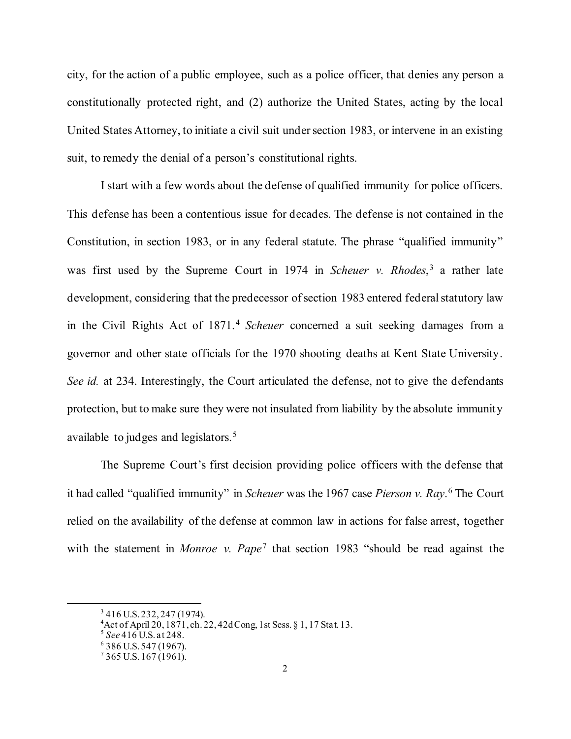city, for the action of a public employee, such as a police officer, that denies any person a constitutionally protected right, and (2) authorize the United States, acting by the local United States Attorney, to initiate a civil suit under section 1983, or intervene in an existing suit, to remedy the denial of a person's constitutional rights.

I start with a few words about the defense of qualified immunity for police officers. This defense has been a contentious issue for decades. The defense is not contained in the Constitution, in section 1983, or in any federal statute. The phrase "qualified immunity" was first used by the Supreme Court in 1974 in *Scheuer v. Rhodes*,[3] a rather late development, considering that the predecessor of section 1983 entered federal statutory law in the Civil Rights Act of 1871.[4] *Scheuer* concerned a suit seeking damages from a governor and other state officials for the 1970 shooting deaths at Kent State University. *See id.* at 234. Interestingly, the Court articulated the defense, not to give the defendants protection, but to make sure they were not insulated from liability by the absolute immunity available to judges and legislators.[5]

The Supreme Court's first decision providing police officers with the defense that it had called "qualified immunity" in *Scheuer* was the 1967 case *Pierson v. Ray*.[6] The Court relied on the availability of the defense at common law in actions for false arrest, together with the statement in *Monroe v. Pape*[7] that section 1983 "should be read against the

---

[3] 416 U.S. 232, 247 (1974).

[4] Act of April 20, 1871, ch. 22, 42d Cong, 1st Sess. § 1, 17 Stat. 13.

[5] *See* 416 U.S. at 248.

[6] 386 U.S. 547 (1967).

[7] 365 U.S. 167 (1961).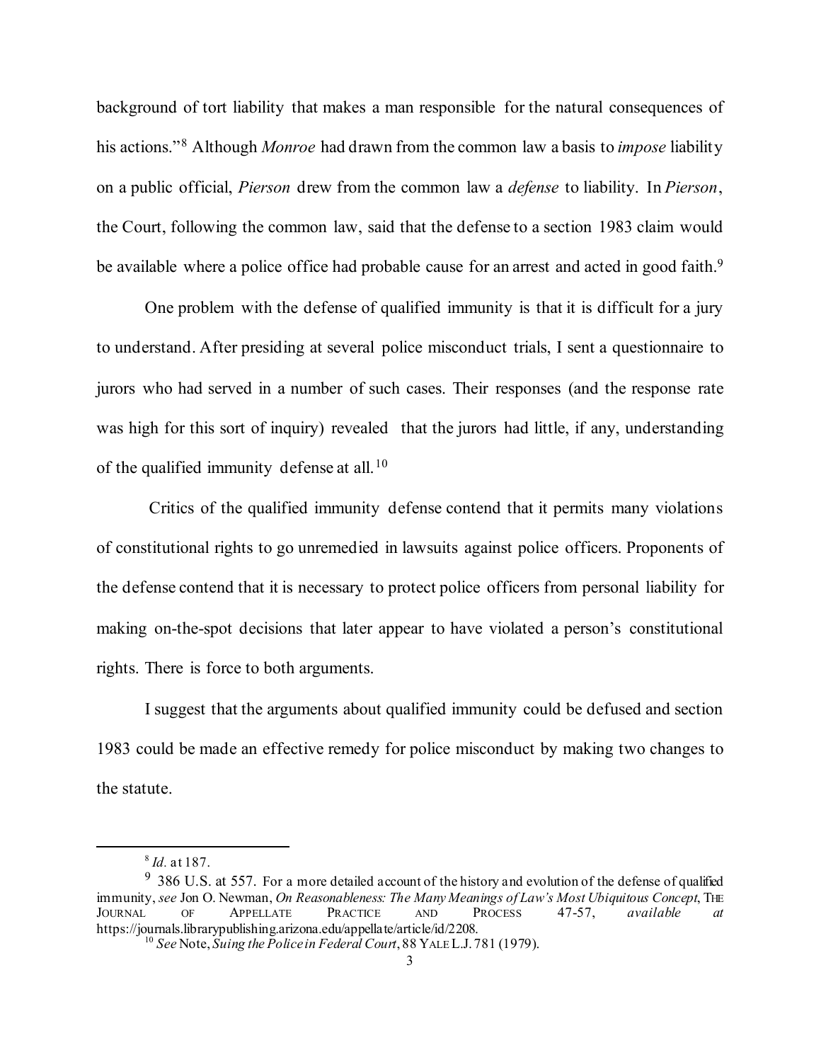background of tort liability that makes a man responsible for the natural consequences of his actions."[8] Although *Monroe* had drawn from the common law a basis to *impose* liability on a public official, *Pierson* drew from the common law a *defense* to liability. In *Pierson*, the Court, following the common law, said that the defense to a section 1983 claim would be available where a police office had probable cause for an arrest and acted in good faith.[9]

One problem with the defense of qualified immunity is that it is difficult for a jury to understand. After presiding at several police misconduct trials, I sent a questionnaire to jurors who had served in a number of such cases. Their responses (and the response rate was high for this sort of inquiry) revealed that the jurors had little, if any, understanding of the qualified immunity defense at all.[10]

Critics of the qualified immunity defense contend that it permits many violations of constitutional rights to go unremedied in lawsuits against police officers. Proponents of the defense contend that it is necessary to protect police officers from personal liability for making on-the-spot decisions that later appear to have violated a person's constitutional rights. There is force to both arguments.

I suggest that the arguments about qualified immunity could be defused and section 1983 could be made an effective remedy for police misconduct by making two changes to the statute.

---

[8] *Id.* at 187.

[9] 386 U.S. at 557. For a more detailed account of the history and evolution of the defense of qualified immunity, *see* Jon O. Newman, *On Reasonableness: The Many Meanings of Law's Most Ubiquitous Concept*, THE JOURNAL OF APPELLATE PRACTICE AND PROCESS 47-57, *available at* https://journals.librarypublishing.arizona.edu/appellate/article/id/2208.

[10] *See* Note, *Suing the Police in Federal Court*, 88 YALE L.J. 781 (1979).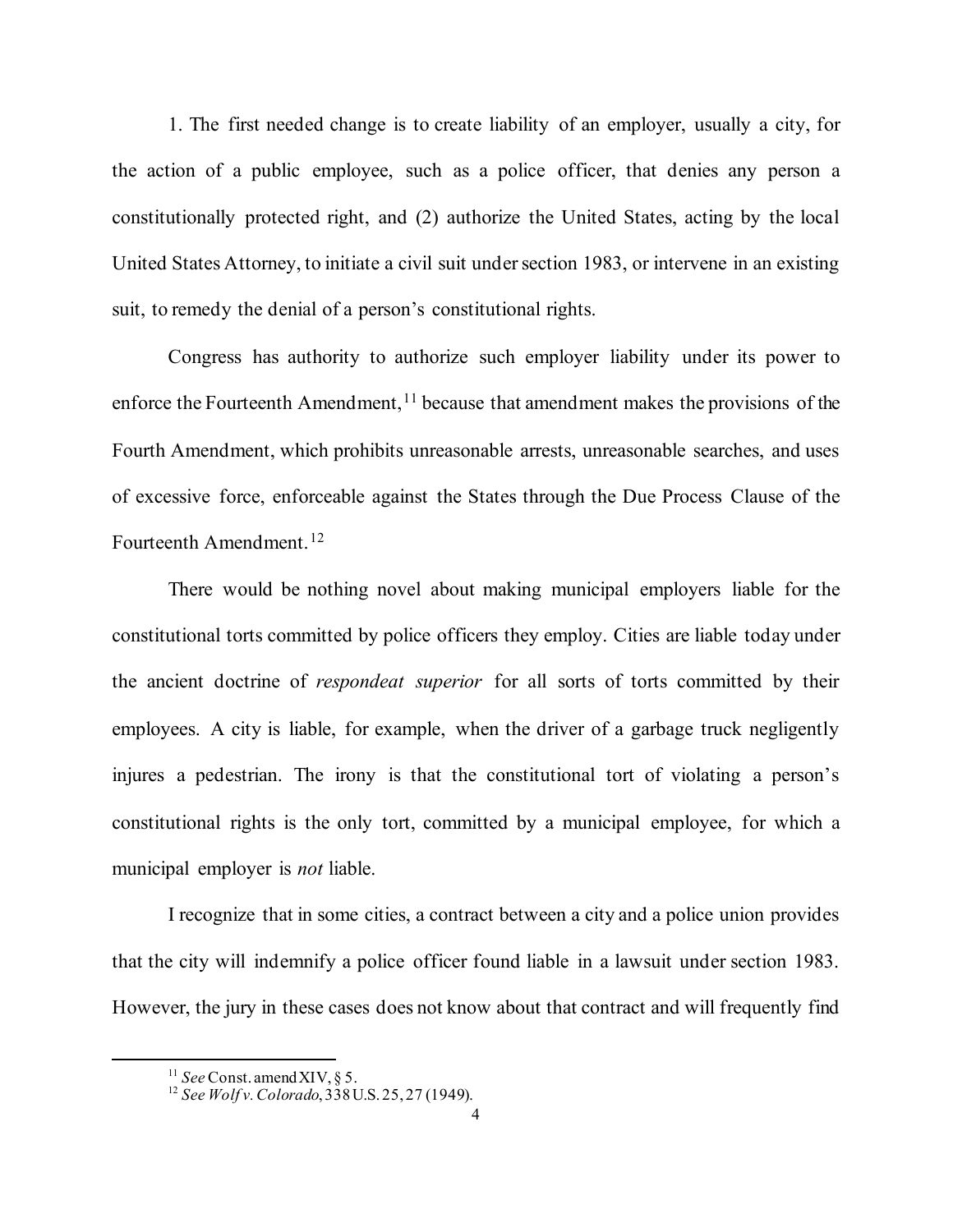1. The first needed change is to create liability of an employer, usually a city, for the action of a public employee, such as a police officer, that denies any person a constitutionally protected right, and (2) authorize the United States, acting by the local United States Attorney, to initiate a civil suit under section 1983, or intervene in an existing suit, to remedy the denial of a person's constitutional rights.

Congress has authority to authorize such employer liability under its power to enforce the Fourteenth Amendment,[11] because that amendment makes the provisions of the Fourth Amendment, which prohibits unreasonable arrests, unreasonable searches, and uses of excessive force, enforceable against the States through the Due Process Clause of the Fourteenth Amendment.[12]

There would be nothing novel about making municipal employers liable for the constitutional torts committed by police officers they employ. Cities are liable today under the ancient doctrine of *respondeat superior* for all sorts of torts committed by their employees. A city is liable, for example, when the driver of a garbage truck negligently injures a pedestrian. The irony is that the constitutional tort of violating a person's constitutional rights is the only tort, committed by a municipal employee, for which a municipal employer is *not* liable.

I recognize that in some cities, a contract between a city and a police union provides that the city will indemnify a police officer found liable in a lawsuit under section 1983. However, the jury in these cases does not know about that contract and will frequently find

---

[11] *See* Const. amend XIV, § 5.

[12] *See Wolf v. Colorado*, 338 U.S. 25, 27 (1949).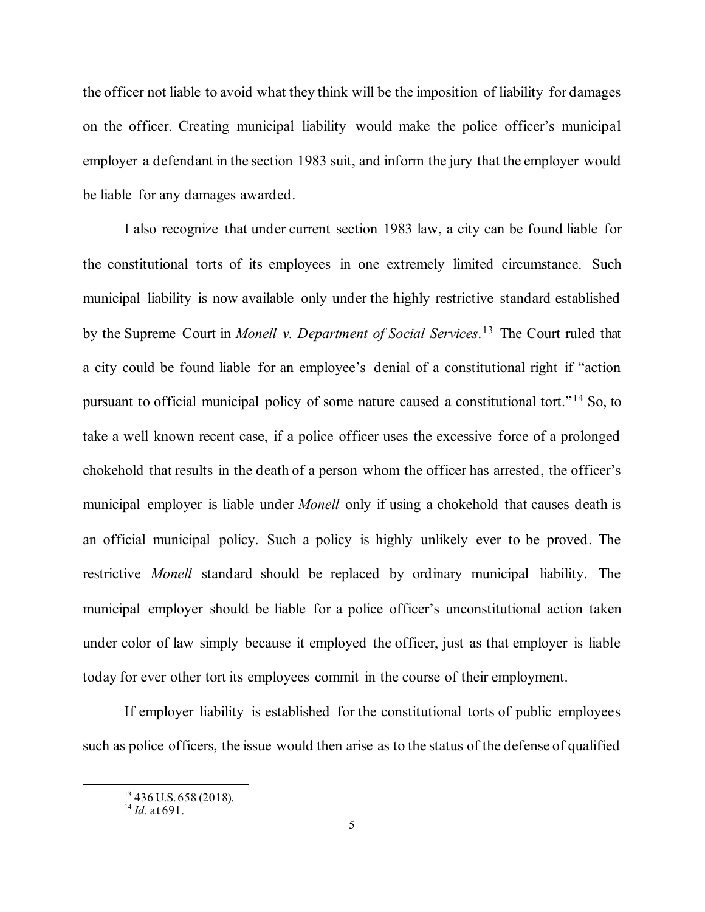the officer not liable to avoid what they think will be the imposition of liability for damages on the officer. Creating municipal liability would make the police officer's municipal employer a defendant in the section 1983 suit, and inform the jury that the employer would be liable for any damages awarded.

I also recognize that under current section 1983 law, a city can be found liable for the constitutional torts of its employees in one extremely limited circumstance. Such municipal liability is now available only under the highly restrictive standard established by the Supreme Court in *Monell v. Department of Social Services*.[13] The Court ruled that a city could be found liable for an employee's denial of a constitutional right if "action pursuant to official municipal policy of some nature caused a constitutional tort."[14] So, to take a well known recent case, if a police officer uses the excessive force of a prolonged chokehold that results in the death of a person whom the officer has arrested, the officer's municipal employer is liable under *Monell* only if using a chokehold that causes death is an official municipal policy. Such a policy is highly unlikely ever to be proved. The restrictive *Monell* standard should be replaced by ordinary municipal liability. The municipal employer should be liable for a police officer's unconstitutional action taken under color of law simply because it employed the officer, just as that employer is liable today for ever other tort its employees commit in the course of their employment.

If employer liability is established for the constitutional torts of public employees such as police officers, the issue would then arise as to the status of the defense of qualified

---

[13] 436 U.S. 658 (2018).

[14] *Id.* at 691.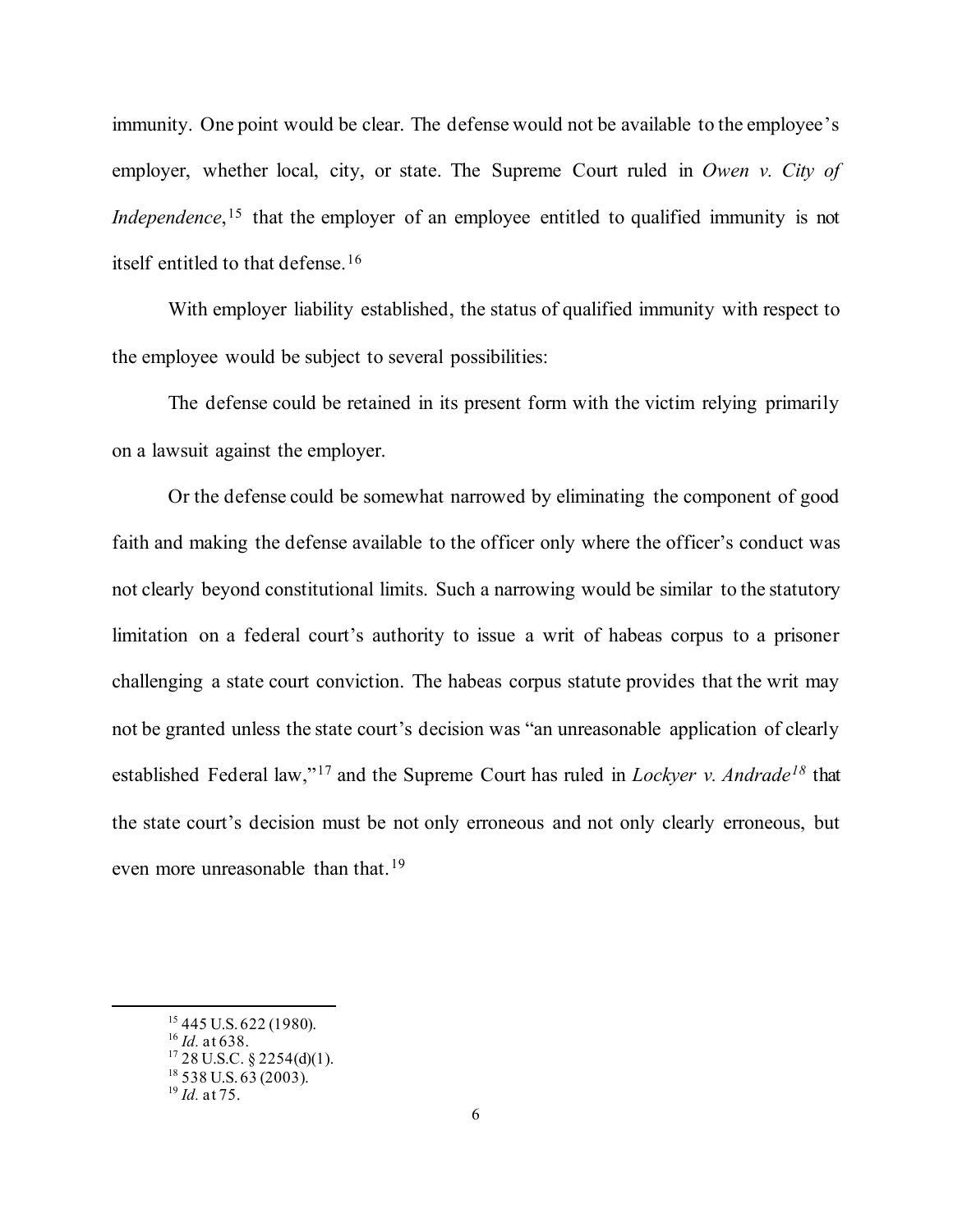immunity. One point would be clear. The defense would not be available to the employee's employer, whether local, city, or state. The Supreme Court ruled in *Owen v. City of Independence*,[15] that the employer of an employee entitled to qualified immunity is not itself entitled to that defense.[16]

With employer liability established, the status of qualified immunity with respect to the employee would be subject to several possibilities:

The defense could be retained in its present form with the victim relying primarily on a lawsuit against the employer.

Or the defense could be somewhat narrowed by eliminating the component of good faith and making the defense available to the officer only where the officer's conduct was not clearly beyond constitutional limits. Such a narrowing would be similar to the statutory limitation on a federal court's authority to issue a writ of habeas corpus to a prisoner challenging a state court conviction. The habeas corpus statute provides that the writ may not be granted unless the state court's decision was "an unreasonable application of clearly established Federal law,"[17] and the Supreme Court has ruled in *Lockyer v. Andrade*[18] that the state court's decision must be not only erroneous and not only clearly erroneous, but even more unreasonable than that.[19]

---

[15] 445 U.S. 622 (1980).
[16] *Id.* at 638.
[17] 28 U.S.C. § 2254(d)(1).
[18] 538 U.S. 63 (2003).
[19] *Id.* at 75.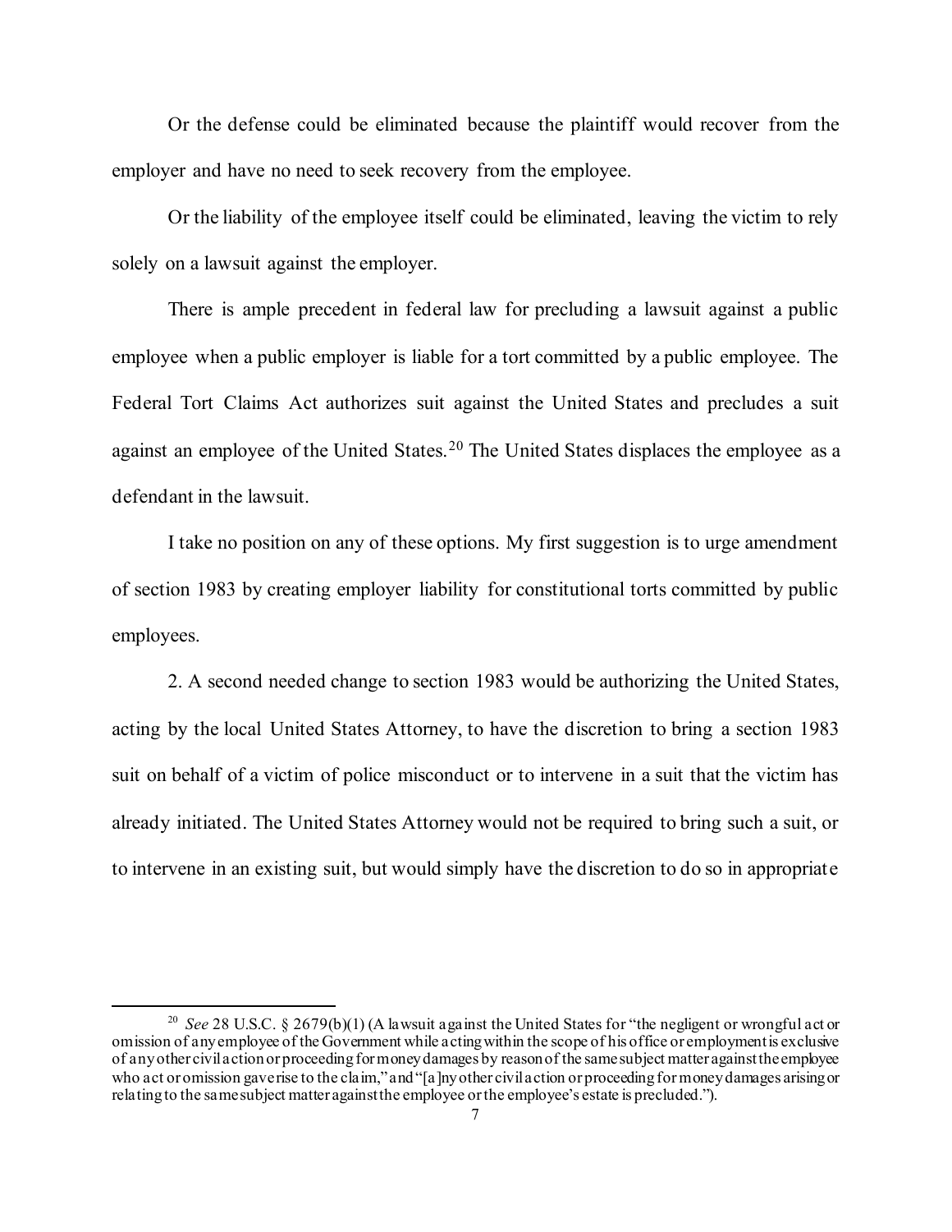Or the defense could be eliminated because the plaintiff would recover from the employer and have no need to seek recovery from the employee.

Or the liability of the employee itself could be eliminated, leaving the victim to rely solely on a lawsuit against the employer.

There is ample precedent in federal law for precluding a lawsuit against a public employee when a public employer is liable for a tort committed by a public employee. The Federal Tort Claims Act authorizes suit against the United States and precludes a suit against an employee of the United States.[20] The United States displaces the employee as a defendant in the lawsuit.

I take no position on any of these options. My first suggestion is to urge amendment of section 1983 by creating employer liability for constitutional torts committed by public employees.

2. A second needed change to section 1983 would be authorizing the United States, acting by the local United States Attorney, to have the discretion to bring a section 1983 suit on behalf of a victim of police misconduct or to intervene in a suit that the victim has already initiated. The United States Attorney would not be required to bring such a suit, or to intervene in an existing suit, but would simply have the discretion to do so in appropriate

---

[20] *See* 28 U.S.C. § 2679(b)(1) (A lawsuit against the United States for "the negligent or wrongful act or omission of any employee of the Government while acting within the scope of his office or employment is exclusive of any other civil action or proceeding for money damages by reason of the same subject matter against the employee who act or omission gave rise to the claim," and "[a]ny other civil action or proceeding for money damages arising or relating to the same subject matter against the employee or the employee's estate is precluded.").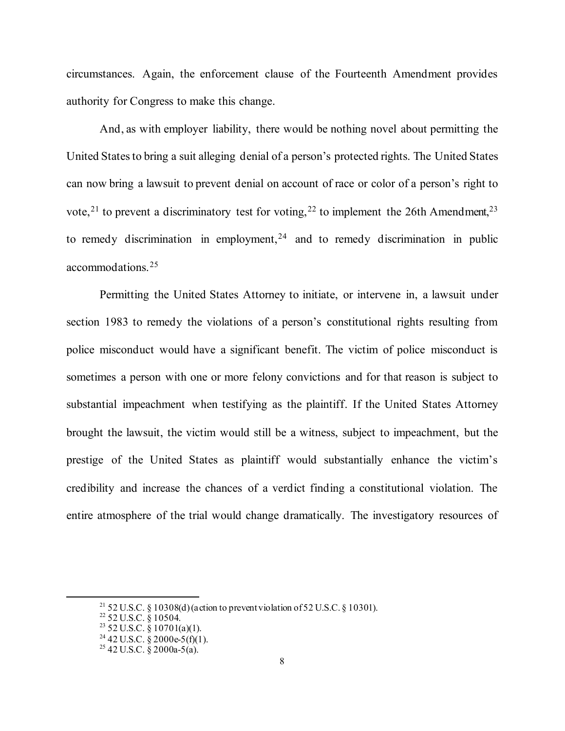circumstances. Again, the enforcement clause of the Fourteenth Amendment provides authority for Congress to make this change.

And, as with employer liability, there would be nothing novel about permitting the United States to bring a suit alleging denial of a person's protected rights. The United States can now bring a lawsuit to prevent denial on account of race or color of a person's right to vote,[21] to prevent a discriminatory test for voting,[22] to implement the 26th Amendment,[23] to remedy discrimination in employment,[24] and to remedy discrimination in public accommodations.[25]

Permitting the United States Attorney to initiate, or intervene in, a lawsuit under section 1983 to remedy the violations of a person's constitutional rights resulting from police misconduct would have a significant benefit. The victim of police misconduct is sometimes a person with one or more felony convictions and for that reason is subject to substantial impeachment when testifying as the plaintiff. If the United States Attorney brought the lawsuit, the victim would still be a witness, subject to impeachment, but the prestige of the United States as plaintiff would substantially enhance the victim's credibility and increase the chances of a verdict finding a constitutional violation. The entire atmosphere of the trial would change dramatically. The investigatory resources of

---

[21] 52 U.S.C. § 10308(d) (action to prevent violation of 52 U.S.C. § 10301).
[22] 52 U.S.C. § 10504.
[23] 52 U.S.C. § 10701(a)(1).
[24] 42 U.S.C. § 2000e-5(f)(1).
[25] 42 U.S.C. § 2000a-5(a).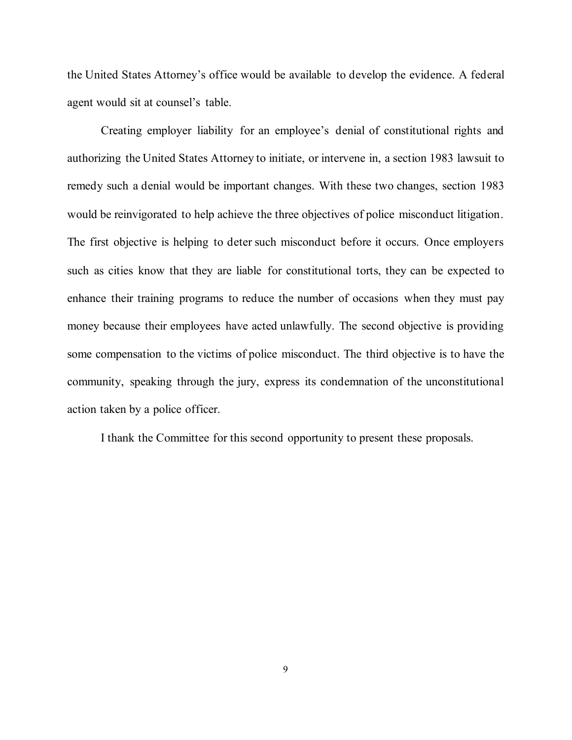the United States Attorney's office would be available to develop the evidence. A federal agent would sit at counsel's table.

Creating employer liability for an employee's denial of constitutional rights and authorizing the United States Attorney to initiate, or intervene in, a section 1983 lawsuit to remedy such a denial would be important changes. With these two changes, section 1983 would be reinvigorated to help achieve the three objectives of police misconduct litigation. The first objective is helping to deter such misconduct before it occurs. Once employers such as cities know that they are liable for constitutional torts, they can be expected to enhance their training programs to reduce the number of occasions when they must pay money because their employees have acted unlawfully. The second objective is providing some compensation to the victims of police misconduct. The third objective is to have the community, speaking through the jury, express its condemnation of the unconstitutional action taken by a police officer.

I thank the Committee for this second opportunity to present these proposals.